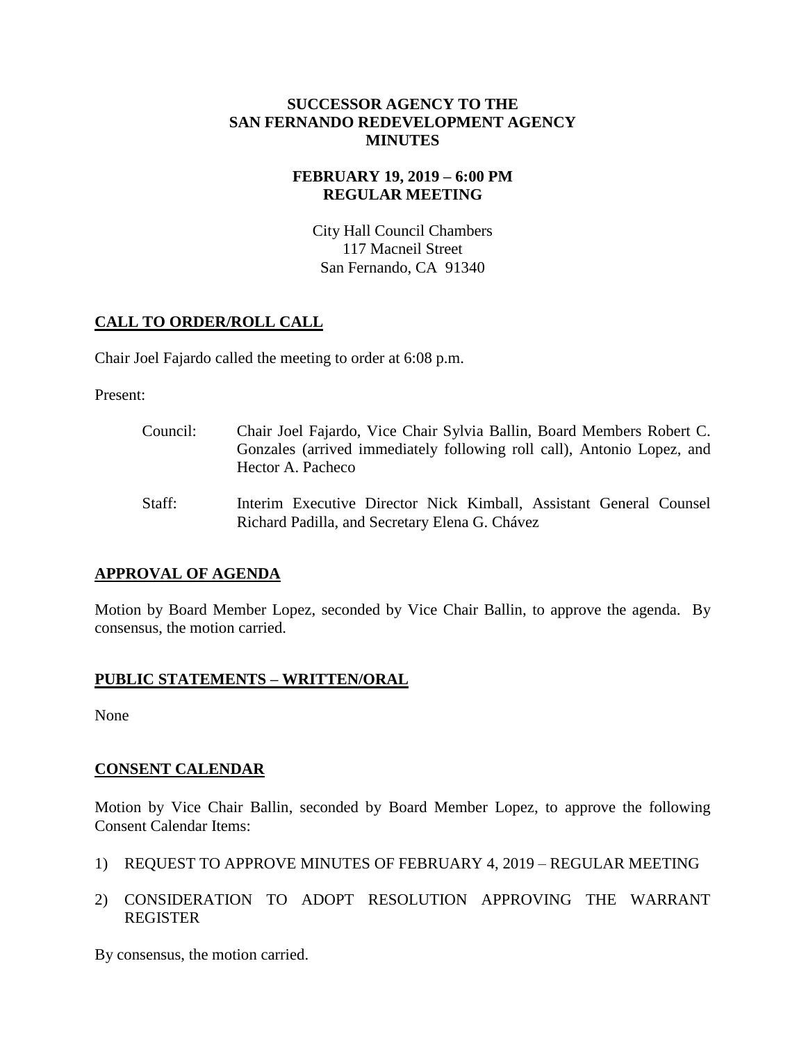# SUCCESSOR AGENCY TO THE SAN FERNANDO REDEVELOPMENT AGENCY MINUTES

## FEBRUARY 19, 2019 – 6:00 PM REGULAR MEETING

City Hall Council Chambers
117 Macneil Street
San Fernando, CA 91340

## CALL TO ORDER/ROLL CALL

Chair Joel Fajardo called the meeting to order at 6:08 p.m.

Present:

Council: Chair Joel Fajardo, Vice Chair Sylvia Ballin, Board Members Robert C. Gonzales (arrived immediately following roll call), Antonio Lopez, and Hector A. Pacheco

Staff: Interim Executive Director Nick Kimball, Assistant General Counsel Richard Padilla, and Secretary Elena G. Chávez

## APPROVAL OF AGENDA

Motion by Board Member Lopez, seconded by Vice Chair Ballin, to approve the agenda. By consensus, the motion carried.

## PUBLIC STATEMENTS – WRITTEN/ORAL

None

## CONSENT CALENDAR

Motion by Vice Chair Ballin, seconded by Board Member Lopez, to approve the following Consent Calendar Items:

1) REQUEST TO APPROVE MINUTES OF FEBRUARY 4, 2019 – REGULAR MEETING

2) CONSIDERATION TO ADOPT RESOLUTION APPROVING THE WARRANT REGISTER

By consensus, the motion carried.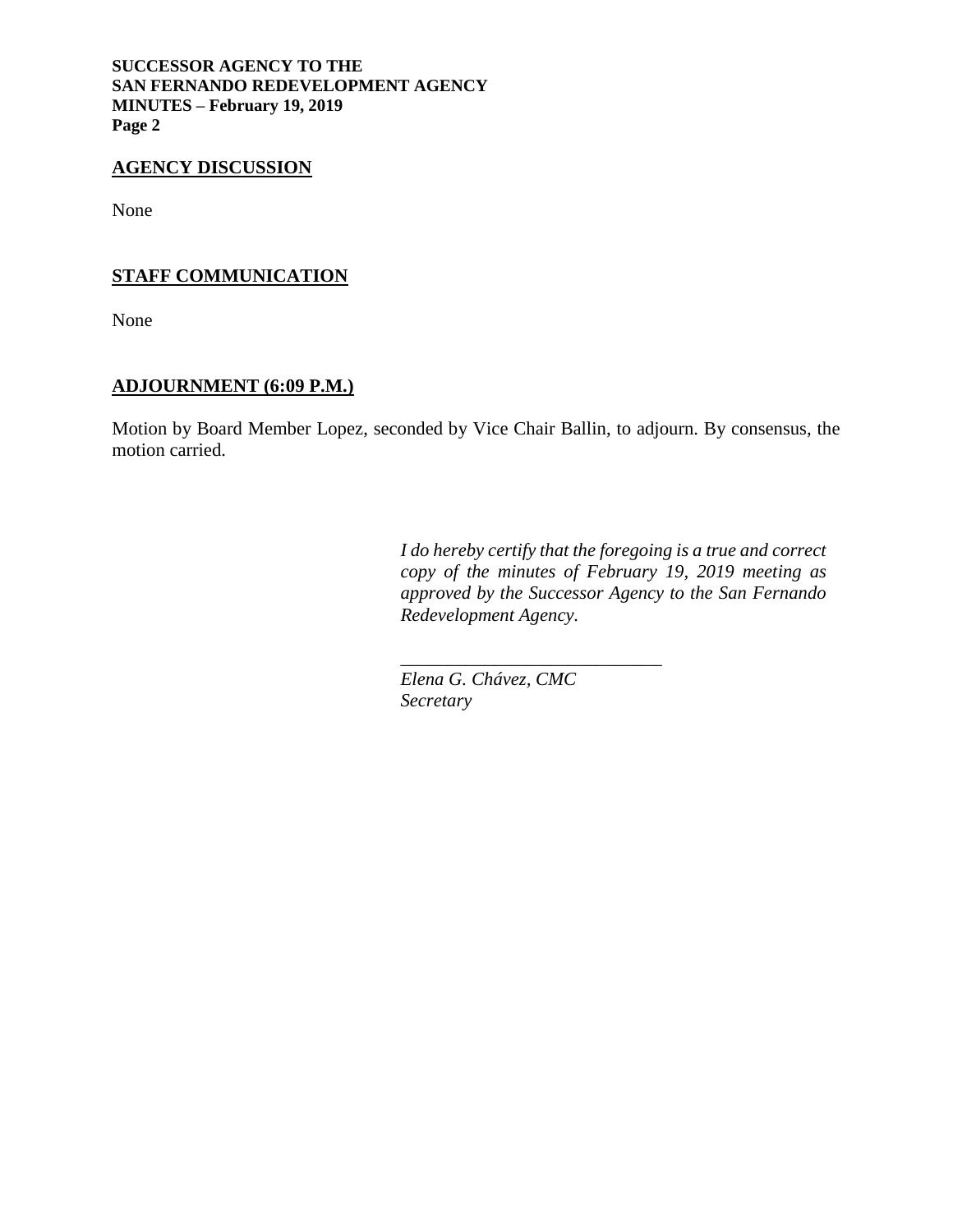## AGENCY DISCUSSION

None

## STAFF COMMUNICATION

None

## ADJOURNMENT (6:09 P.M.)

Motion by Board Member Lopez, seconded by Vice Chair Ballin, to adjourn. By consensus, the motion carried.

*I do hereby certify that the foregoing is a true and correct copy of the minutes of February 19, 2019 meeting as approved by the Successor Agency to the San Fernando Redevelopment Agency.*

___________________________

*Elena G. Chávez, CMC*
*Secretary*